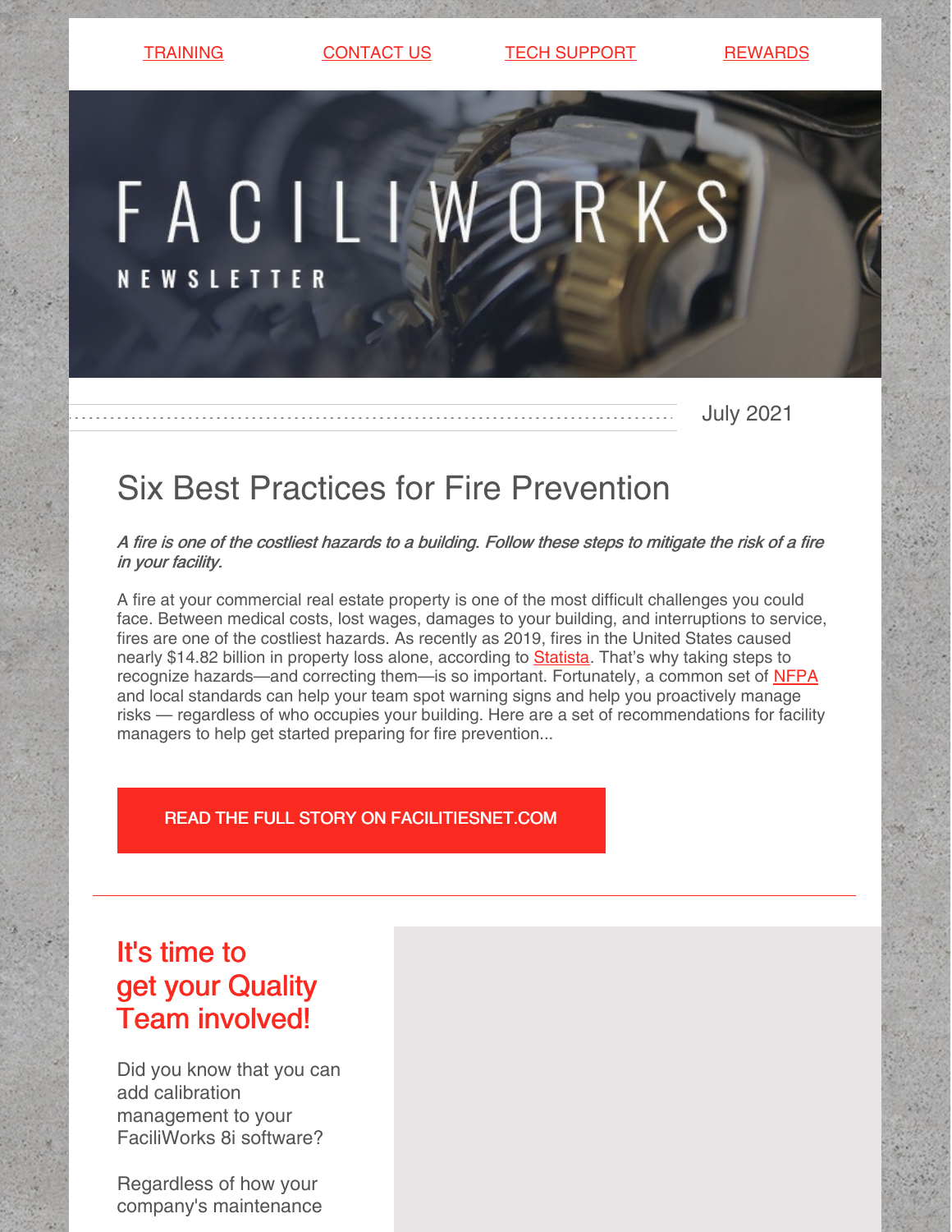TRAINING | CONTACT US | TECH SUPPORT | REWARDS

# FACILIWORKS

NEWSLETTER

July 2021

## Six Best Practices for Fire Prevention

*A fire is one of the costliest hazards to a building. Follow these steps to mitigate the risk of a fire in your facility.*

A fire at your commercial real estate property is one of the most difficult challenges you could face. Between medical costs, lost wages, damages to your building, and interruptions to service, fires are one of the costliest hazards. As recently as 2019, fires in the United States caused nearly $14.82 billion in property loss alone, according to Statista. That's why taking steps to recognize hazards—and correcting them—is so important. Fortunately, a common set of NFPA and local standards can help your team spot warning signs and help you proactively manage risks — regardless of who occupies your building. Here are a set of recommendations for facility managers to help get started preparing for fire prevention...

READ THE FULL STORY ON FACILITIESNET.COM

---

## It's time to get your Quality Team involved!

Did you know that you can add calibration management to your FaciliWorks 8i software?

Regardless of how your company's maintenance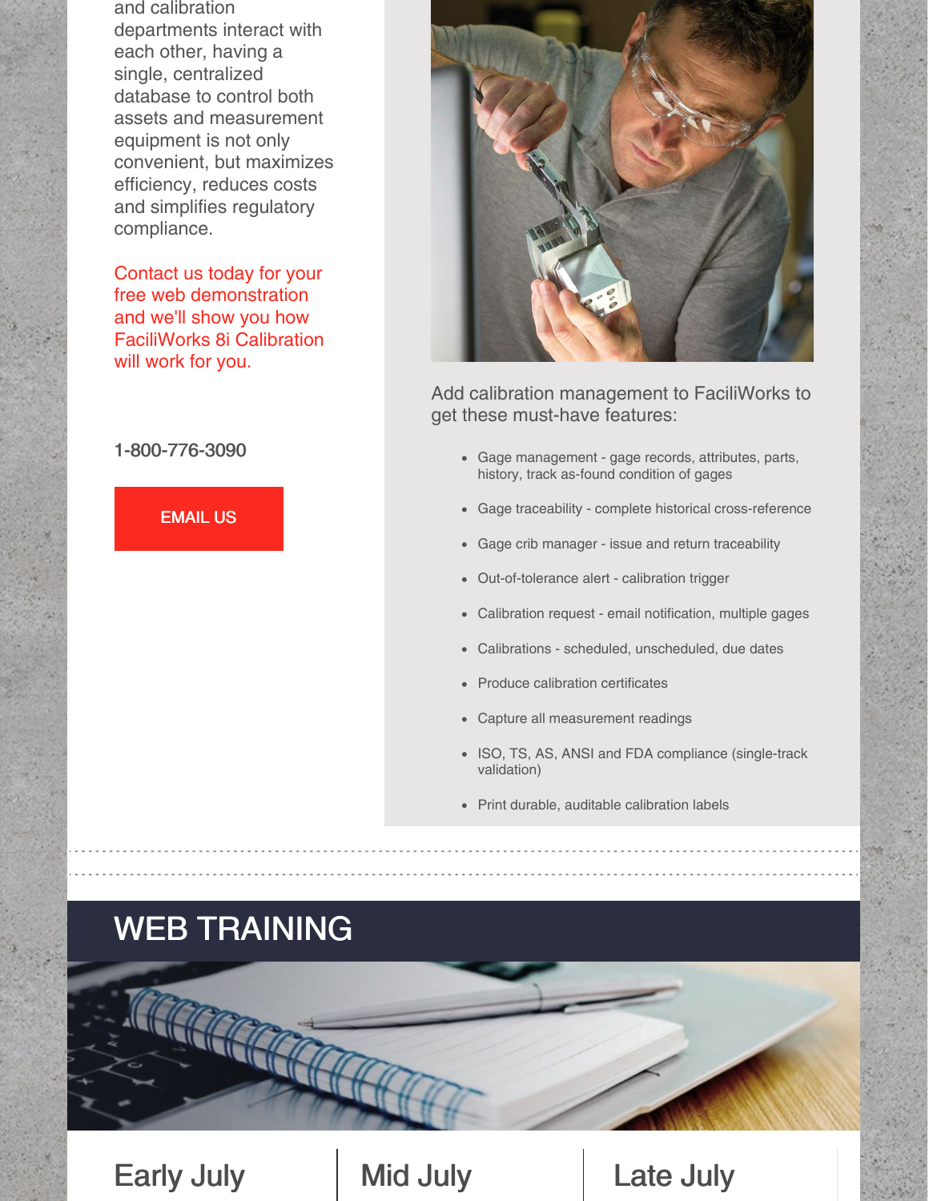and calibration departments interact with each other, having a single, centralized database to control both assets and measurement equipment is not only convenient, but maximizes efficiency, reduces costs and simplifies regulatory compliance.

Contact us today for your free web demonstration and we'll show you how FaciliWorks 8i Calibration will work for you.

1-800-776-3090

EMAIL US

Add calibration management to FaciliWorks to get these must-have features:

- Gage management - gage records, attributes, parts, history, track as-found condition of gages
- Gage traceability - complete historical cross-reference
- Gage crib manager - issue and return traceability
- Out-of-tolerance alert - calibration trigger
- Calibration request - email notification, multiple gages
- Calibrations - scheduled, unscheduled, due dates
- Produce calibration certificates
- Capture all measurement readings
- ISO, TS, AS, ANSI and FDA compliance (single-track validation)
- Print durable, auditable calibration labels

## WEB TRAINING

### Early July

### Mid July

### Late July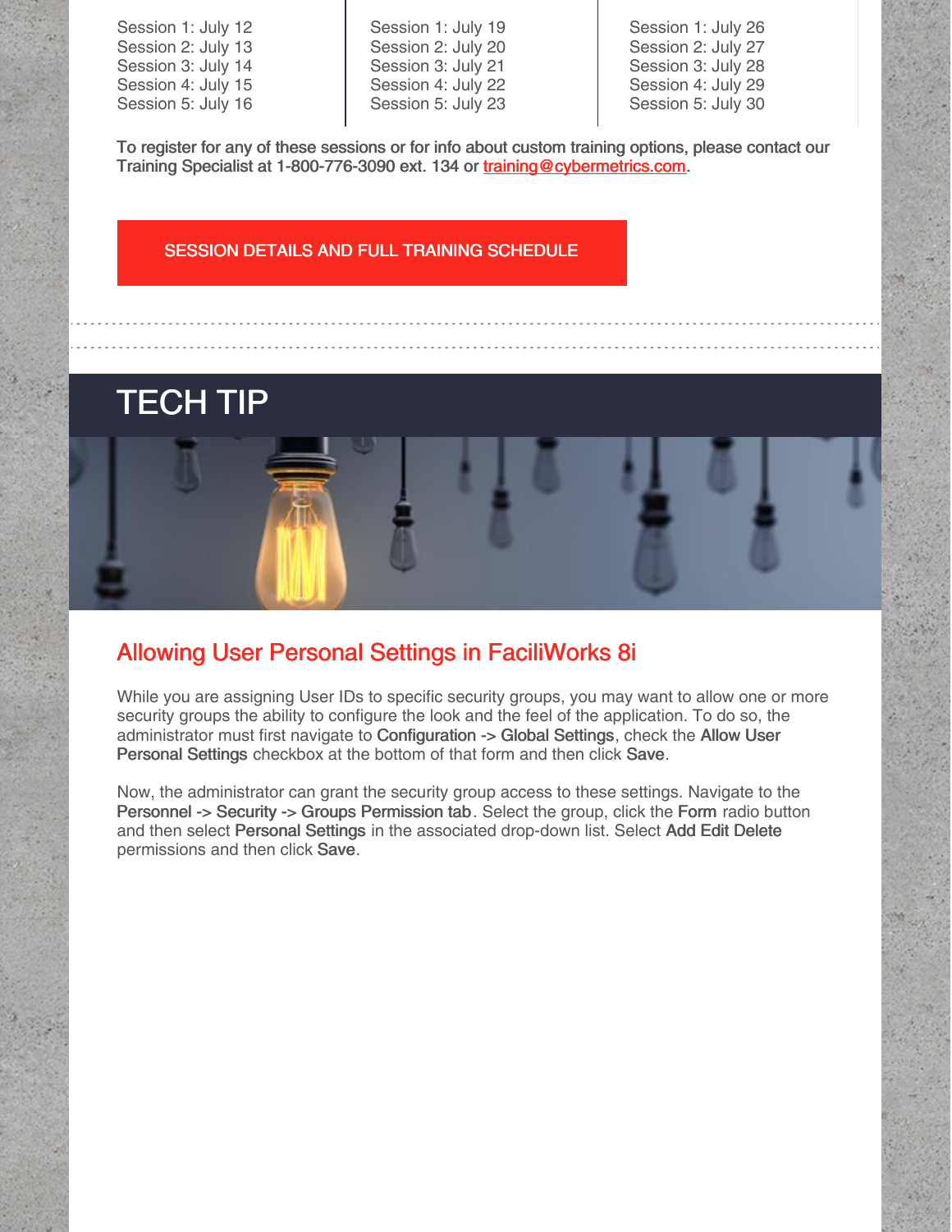| | | |
|---|---|---|
| Session 1: July 12 | Session 1: July 19 | Session 1: July 26 |
| Session 2: July 13 | Session 2: July 20 | Session 2: July 27 |
| Session 3: July 14 | Session 3: July 21 | Session 3: July 28 |
| Session 4: July 15 | Session 4: July 22 | Session 4: July 29 |
| Session 5: July 16 | Session 5: July 23 | Session 5: July 30 |

**To register for any of these sessions or for info about custom training options, please contact our Training Specialist at 1-800-776-3090 ext. 134 or training@cybermetrics.com.**

SESSION DETAILS AND FULL TRAINING SCHEDULE

# TECH TIP

## Allowing User Personal Settings in FaciliWorks 8i

While you are assigning User IDs to specific security groups, you may want to allow one or more security groups the ability to configure the look and the feel of the application. To do so, the administrator must first navigate to **Configuration -> Global Settings**, check the **Allow User Personal Settings** checkbox at the bottom of that form and then click **Save**.

Now, the administrator can grant the security group access to these settings. Navigate to the **Personnel -> Security -> Groups Permission tab**. Select the group, click the **Form** radio button and then select **Personal Settings** in the associated drop-down list. Select **Add Edit Delete** permissions and then click **Save**.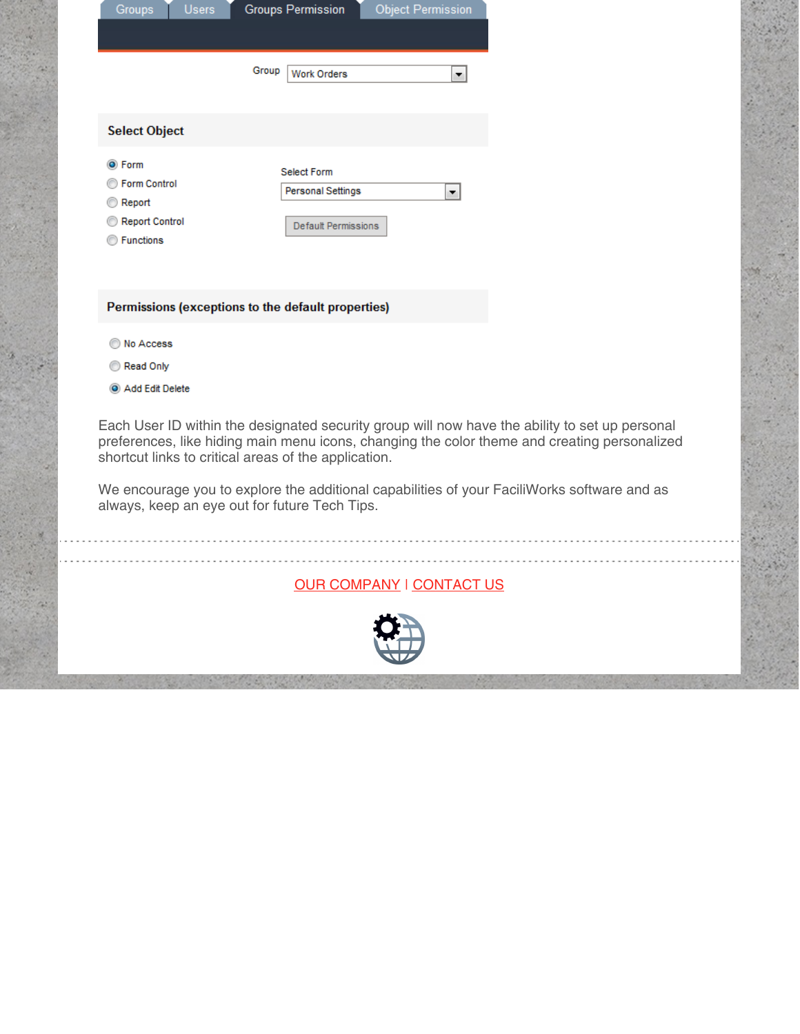Groups | Users | Groups Permission | Object Permission

Group: Work Orders

**Select Object**

- (•) Form
- ( ) Form Control
- ( ) Report
- ( ) Report Control
- ( ) Functions

Select Form: Personal Settings

Default Permissions

**Permissions (exceptions to the default properties)**

- ( ) No Access
- ( ) Read Only
- (•) Add Edit Delete

Each User ID within the designated security group will now have the ability to set up personal preferences, like hiding main menu icons, changing the color theme and creating personalized shortcut links to critical areas of the application.

We encourage you to explore the additional capabilities of your FaciliWorks software and as always, keep an eye out for future Tech Tips.

OUR COMPANY | CONTACT US